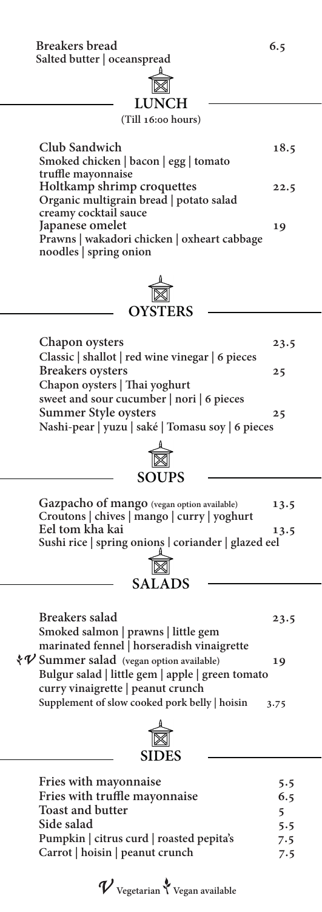**Breakers bread** 6.5
Salted butter | oceanspread

## LUNCH

(Till 16:00 hours)

**Club Sandwich** 18.5
Smoked chicken | bacon | egg | tomato
truffle mayonnaise

**Holtkamp shrimp croquettes** 22.5
Organic multigrain bread | potato salad
creamy cocktail sauce

**Japanese omelet** 19
Prawns | wakadori chicken | oxheart cabbage
noodles | spring onion

## OYSTERS

**Chapon oysters** 23.5
Classic | shallot | red wine vinegar | 6 pieces

**Breakers oysters** 25
Chapon oysters | Thai yoghurt
sweet and sour cucumber | nori | 6 pieces

**Summer Style oysters** 25
Nashi-pear | yuzu | saké | Tomasu soy | 6 pieces

## SOUPS

**Gazpacho of mango** (vegan option available) 13.5
Croutons | chives | mango | curry | yoghurt

**Eel tom kha kai** 13.5
Sushi rice | spring onions | coriander | glazed eel

## SALADS

**Breakers salad** 23.5
Smoked salmon | prawns | little gem
marinated fennel | horseradish vinaigrette

**Summer salad** (vegan option available) (Vegan available, Vegetarian) 19
Bulgur salad | little gem | apple | green tomato
curry vinaigrette | peanut crunch
Supplement of slow cooked pork belly | hoisin 3.75

## SIDES

| Item | Price |
|---|---|
| Fries with mayonnaise | 5.5 |
| Fries with truffle mayonnaise | 6.5 |
| Toast and butter | 5 |
| Side salad | 5.5 |
| Pumpkin \| citrus curd \| roasted pepita's | 7.5 |
| Carrot \| hoisin \| peanut crunch | 7.5 |

V Vegetarian | Vegan available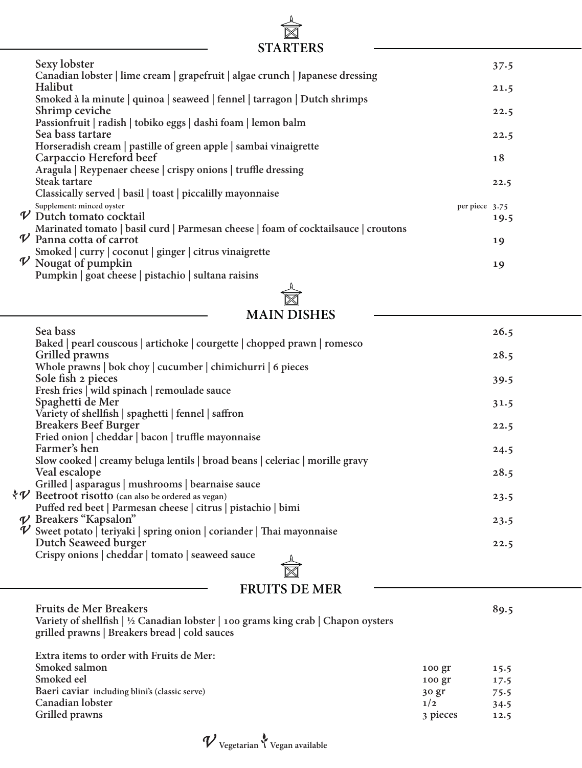## STARTERS

**Sexy lobster** — 37.5
Canadian lobster | lime cream | grapefruit | algae crunch | Japanese dressing

**Halibut** — 21.5
Smoked à la minute | quinoa | seaweed | fennel | tarragon | Dutch shrimps

**Shrimp ceviche** — 22.5
Passionfruit | radish | tobiko eggs | dashi foam | lemon balm

**Sea bass tartare** — 22.5
Horseradish cream | pastille of green apple | sambai vinaigrette

**Carpaccio Hereford beef** — 18
Aragula | Reypenaer cheese | crispy onions | truffle dressing

**Steak tartare** — 22.5
Classically served | basil | toast | piccalilly mayonnaise

Supplement: minced oyster — per piece 3.75

𝒱 **Dutch tomato cocktail** — 19.5
Marinated tomato | basil curd | Parmesan cheese | foam of cocktailsauce | croutons

𝒱 **Panna cotta of carrot** — 19
Smoked | curry | coconut | ginger | citrus vinaigrette

𝒱 **Nougat of pumpkin** — 19
Pumpkin | goat cheese | pistachio | sultana raisins

## MAIN DISHES

**Sea bass** — 26.5
Baked | pearl couscous | artichoke | courgette | chopped prawn | romesco

**Grilled prawns** — 28.5
Whole prawns | bok choy | cucumber | chimichurri | 6 pieces

**Sole fish 2 pieces** — 39.5
Fresh fries | wild spinach | remoulade sauce

**Spaghetti de Mer** — 31.5
Variety of shellfish | spaghetti | fennel | saffron

**Breakers Beef Burger** — 22.5
Fried onion | cheddar | bacon | truffle mayonnaise

**Farmer's hen** — 24.5
Slow cooked | creamy beluga lentils | broad beans | celeriac | morille gravy

**Veal escalope** — 28.5
Grilled | asparagus | mushrooms | bearnaise sauce

Vegan available 𝒱 **Beetroot risotto** (can also be ordered as vegan) — 23.5
Puffed red beet | Parmesan cheese | citrus | pistachio | bimi

𝒱 **Breakers "Kapsalon"** — 23.5
Sweet potato | teriyaki | spring onion | coriander | Thai mayonnaise

𝒱 **Dutch Seaweed burger** — 22.5
Crispy onions | cheddar | tomato | seaweed sauce

## FRUITS DE MER

**Fruits de Mer Breakers** — 89.5
Variety of shellfish | ½ Canadian lobster | 100 grams king crab | Chapon oysters grilled prawns | Breakers bread | cold sauces

Extra items to order with Fruits de Mer:

| Item | Portion | Price |
|---|---|---|
| Smoked salmon | 100 gr | 15.5 |
| Smoked eel | 100 gr | 17.5 |
| Baeri caviar including blini's (classic serve) | 30 gr | 75.5 |
| Canadian lobster | 1/2 | 34.5 |
| Grilled prawns | 3 pieces | 12.5 |

𝒱 Vegetarian | Vegan available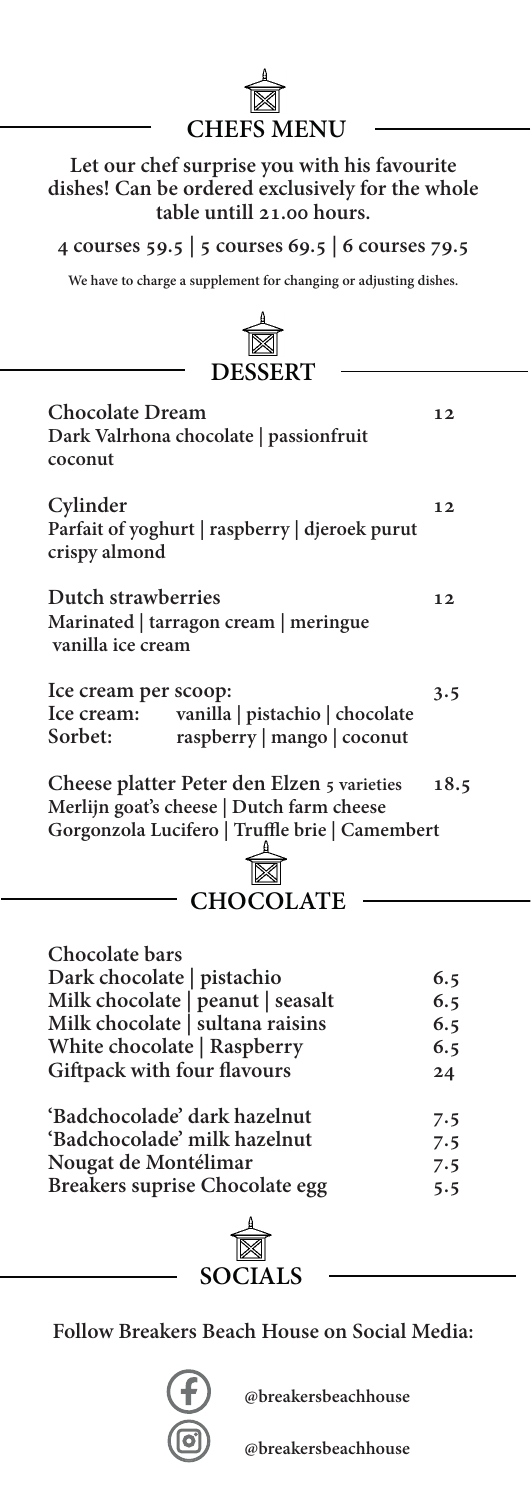## CHEFS MENU

**Let our chef surprise you with his favourite dishes! Can be ordered exclusively for the whole table untill 21.00 hours.**

**4 courses 59.5 | 5 courses 69.5 | 6 courses 79.5**

We have to charge a supplement for changing or adjusting dishes.

## DESSERT

**Chocolate Dream** — 12
Dark Valrhona chocolate | passionfruit
coconut

**Cylinder** — 12
Parfait of yoghurt | raspberry | djeroek purut
crispy almond

**Dutch strawberries** — 12
Marinated | tarragon cream | meringue
vanilla ice cream

**Ice cream per scoop:** — 3.5
Ice cream: vanilla | pistachio | chocolate
Sorbet: raspberry | mango | coconut

**Cheese platter Peter den Elzen 5 varieties** — 18.5
Merlijn goat's cheese | Dutch farm cheese
Gorgonzola Lucifero | Truffle brie | Camembert

## CHOCOLATE

| | |
|---|---|
| **Chocolate bars** | |
| Dark chocolate \| pistachio | 6.5 |
| Milk chocolate \| peanut \| seasalt | 6.5 |
| Milk chocolate \| sultana raisins | 6.5 |
| White chocolate \| Raspberry | 6.5 |
| Giftpack with four flavours | 24 |
| 'Badchocolade' dark hazelnut | 7.5 |
| 'Badchocolade' milk hazelnut | 7.5 |
| Nougat de Montélimar | 7.5 |
| Breakers suprise Chocolate egg | 5.5 |

## SOCIALS

**Follow Breakers Beach House on Social Media:**

@breakersbeachhouse

@breakersbeachhouse